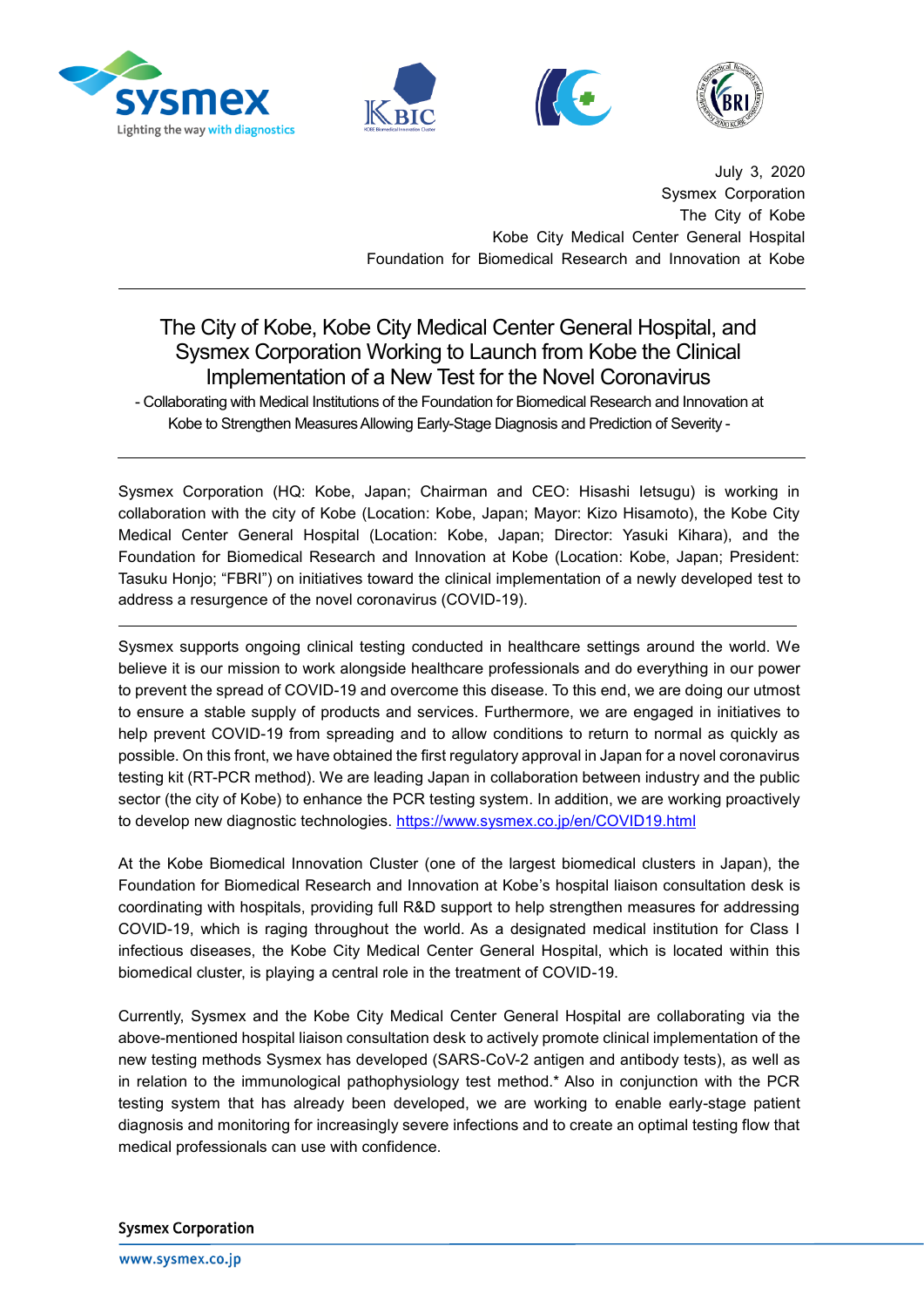July 3, 2020
Sysmex Corporation
The City of Kobe
Kobe City Medical Center General Hospital
Foundation for Biomedical Research and Innovation at Kobe

---

# The City of Kobe, Kobe City Medical Center General Hospital, and Sysmex Corporation Working to Launch from Kobe the Clinical Implementation of a New Test for the Novel Coronavirus

- Collaborating with Medical Institutions of the Foundation for Biomedical Research and Innovation at Kobe to Strengthen Measures Allowing Early-Stage Diagnosis and Prediction of Severity -

---

Sysmex Corporation (HQ: Kobe, Japan; Chairman and CEO: Hisashi Ietsugu) is working in collaboration with the city of Kobe (Location: Kobe, Japan; Mayor: Kizo Hisamoto), the Kobe City Medical Center General Hospital (Location: Kobe, Japan; Director: Yasuki Kihara), and the Foundation for Biomedical Research and Innovation at Kobe (Location: Kobe, Japan; President: Tasuku Honjo; "FBRI") on initiatives toward the clinical implementation of a newly developed test to address a resurgence of the novel coronavirus (COVID-19).

---

Sysmex supports ongoing clinical testing conducted in healthcare settings around the world. We believe it is our mission to work alongside healthcare professionals and do everything in our power to prevent the spread of COVID-19 and overcome this disease. To this end, we are doing our utmost to ensure a stable supply of products and services. Furthermore, we are engaged in initiatives to help prevent COVID-19 from spreading and to allow conditions to return to normal as quickly as possible. On this front, we have obtained the first regulatory approval in Japan for a novel coronavirus testing kit (RT-PCR method). We are leading Japan in collaboration between industry and the public sector (the city of Kobe) to enhance the PCR testing system. In addition, we are working proactively to develop new diagnostic technologies. https://www.sysmex.co.jp/en/COVID19.html

At the Kobe Biomedical Innovation Cluster (one of the largest biomedical clusters in Japan), the Foundation for Biomedical Research and Innovation at Kobe's hospital liaison consultation desk is coordinating with hospitals, providing full R&D support to help strengthen measures for addressing COVID-19, which is raging throughout the world. As a designated medical institution for Class I infectious diseases, the Kobe City Medical Center General Hospital, which is located within this biomedical cluster, is playing a central role in the treatment of COVID-19.

Currently, Sysmex and the Kobe City Medical Center General Hospital are collaborating via the above-mentioned hospital liaison consultation desk to actively promote clinical implementation of the new testing methods Sysmex has developed (SARS-CoV-2 antigen and antibody tests), as well as in relation to the immunological pathophysiology test method.* Also in conjunction with the PCR testing system that has already been developed, we are working to enable early-stage patient diagnosis and monitoring for increasingly severe infections and to create an optimal testing flow that medical professionals can use with confidence.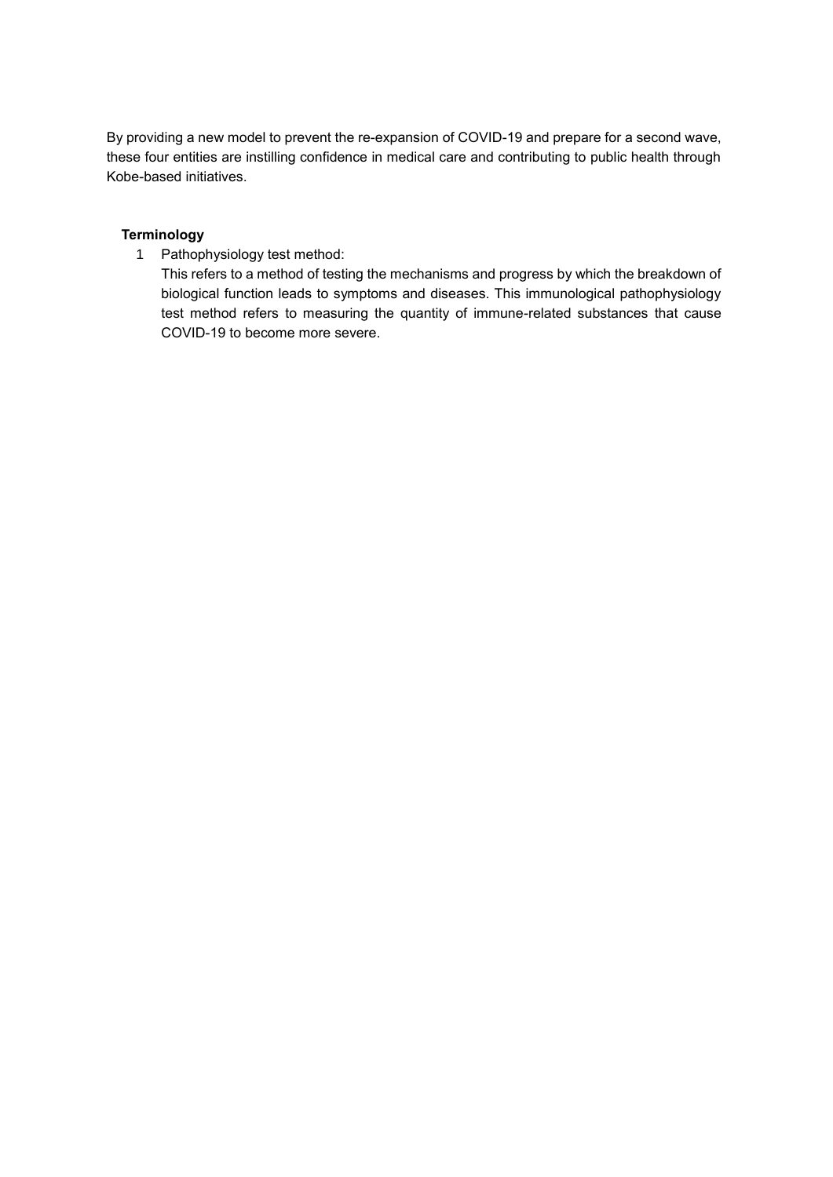By providing a new model to prevent the re-expansion of COVID-19 and prepare for a second wave, these four entities are instilling confidence in medical care and contributing to public health through Kobe-based initiatives.

**Terminology**

1. Pathophysiology test method:
   This refers to a method of testing the mechanisms and progress by which the breakdown of biological function leads to symptoms and diseases. This immunological pathophysiology test method refers to measuring the quantity of immune-related substances that cause COVID-19 to become more severe.